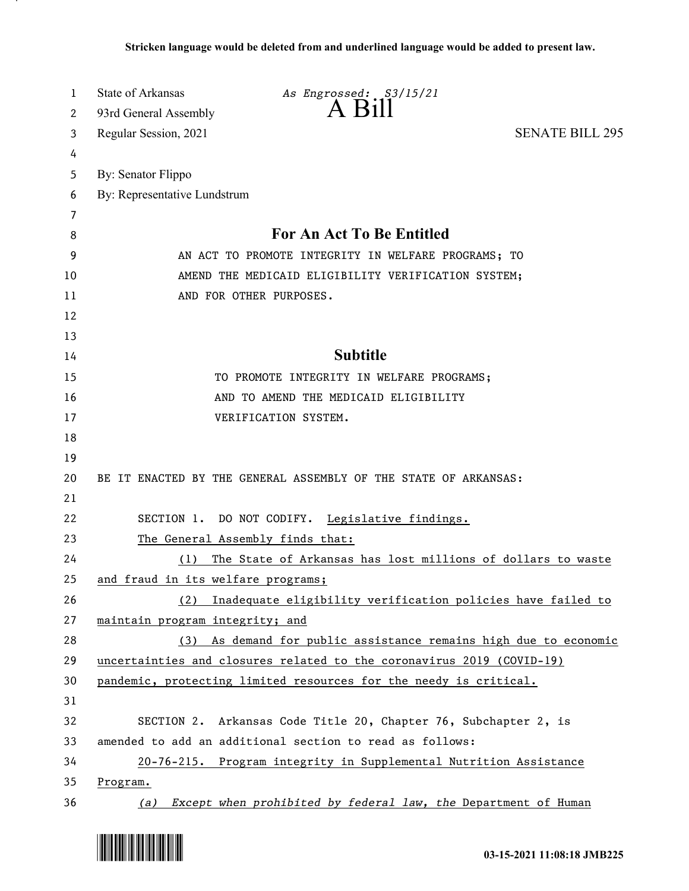**Stricken language would be deleted from and underlined language would be added to present law.**

State of Arkansas *As Engrossed: S3/15/21*
93rd General Assembly
# A Bill
Regular Session, 2021 SENATE BILL 295

By: Senator Flippo
By: Representative Lundstrum

## For An Act To Be Entitled

AN ACT TO PROMOTE INTEGRITY IN WELFARE PROGRAMS; TO AMEND THE MEDICAID ELIGIBILITY VERIFICATION SYSTEM; AND FOR OTHER PURPOSES.

## Subtitle

TO PROMOTE INTEGRITY IN WELFARE PROGRAMS; AND TO AMEND THE MEDICAID ELIGIBILITY VERIFICATION SYSTEM.

BE IT ENACTED BY THE GENERAL ASSEMBLY OF THE STATE OF ARKANSAS:

SECTION 1. DO NOT CODIFY. <u>Legislative findings.</u>

<u>The General Assembly finds that:</u>

<u>(1) The State of Arkansas has lost millions of dollars to waste and fraud in its welfare programs;</u>

<u>(2) Inadequate eligibility verification policies have failed to maintain program integrity; and</u>

<u>(3) As demand for public assistance remains high due to economic uncertainties and closures related to the coronavirus 2019 (COVID-19) pandemic, protecting limited resources for the needy is critical.</u>

SECTION 2. Arkansas Code Title 20, Chapter 76, Subchapter 2, is amended to add an additional section to read as follows:

<u>20-76-215. Program integrity in Supplemental Nutrition Assistance Program.</u>

<u>*(a) Except when prohibited by federal law, the* Department of Human</u>

03-15-2021 11:08:18 JMB225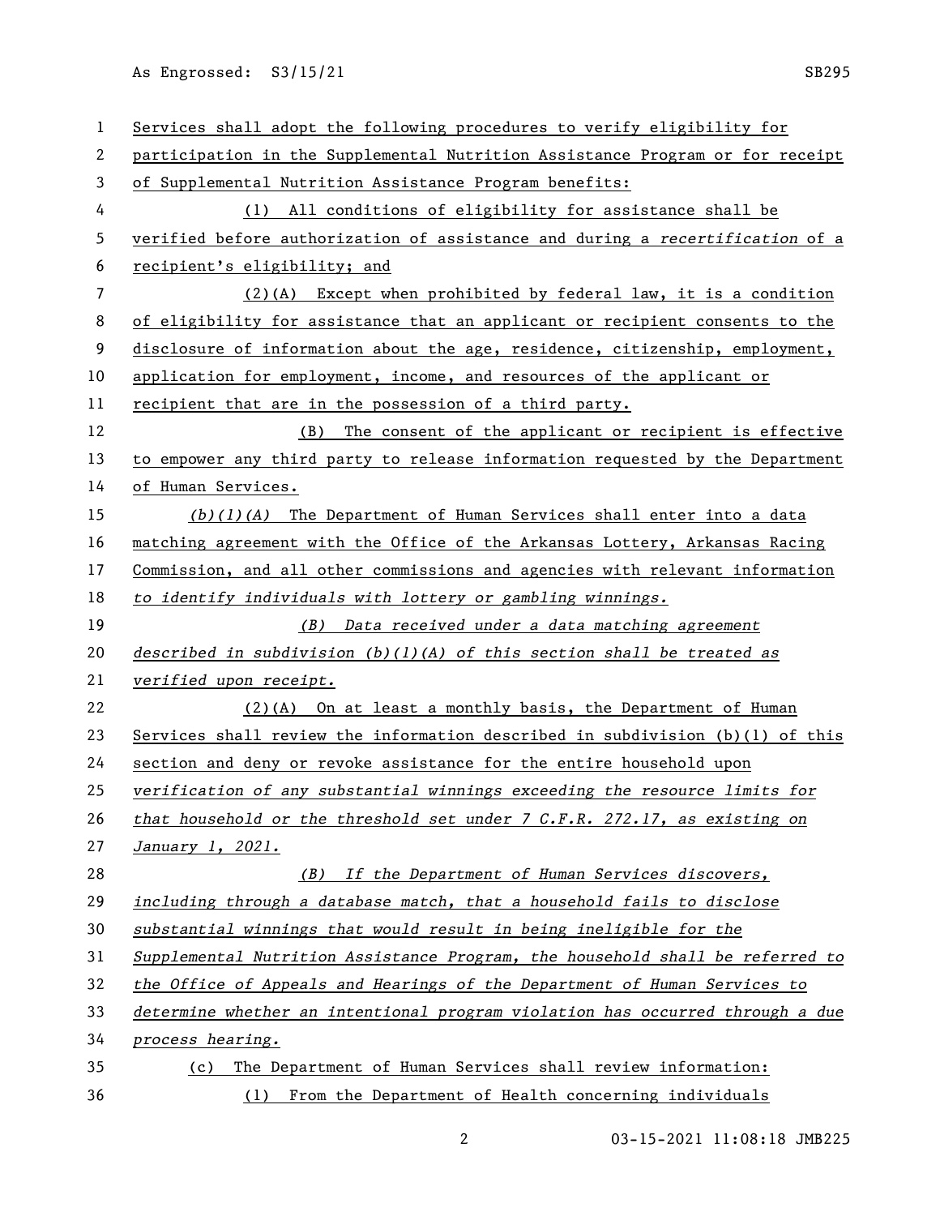Services shall adopt the following procedures to verify eligibility for participation in the Supplemental Nutrition Assistance Program or for receipt of Supplemental Nutrition Assistance Program benefits:

(1) All conditions of eligibility for assistance shall be verified before authorization of assistance and during a *recertification* of a recipient's eligibility; and

(2)(A) Except when prohibited by federal law, it is a condition of eligibility for assistance that an applicant or recipient consents to the disclosure of information about the age, residence, citizenship, employment, application for employment, income, and resources of the applicant or recipient that are in the possession of a third party.

(B) The consent of the applicant or recipient is effective to empower any third party to release information requested by the Department of Human Services.

*(b)(1)(A)* The Department of Human Services shall enter into a data matching agreement with the Office of the Arkansas Lottery, Arkansas Racing Commission, and all other commissions and agencies with relevant information *to identify individuals with lottery or gambling winnings.*

*(B) Data received under a data matching agreement described in subdivision (b)(1)(A) of this section shall be treated as verified upon receipt.*

(2)(A) On at least a monthly basis, the Department of Human Services shall review the information described in subdivision (b)(1) of this section and deny or revoke assistance for the entire household upon *verification of any substantial winnings exceeding the resource limits for that household or the threshold set under 7 C.F.R. 272.17, as existing on January 1, 2021.*

*(B) If the Department of Human Services discovers, including through a database match, that a household fails to disclose substantial winnings that would result in being ineligible for the Supplemental Nutrition Assistance Program, the household shall be referred to the Office of Appeals and Hearings of the Department of Human Services to determine whether an intentional program violation has occurred through a due process hearing.*

(c) The Department of Human Services shall review information:

(1) From the Department of Health concerning individuals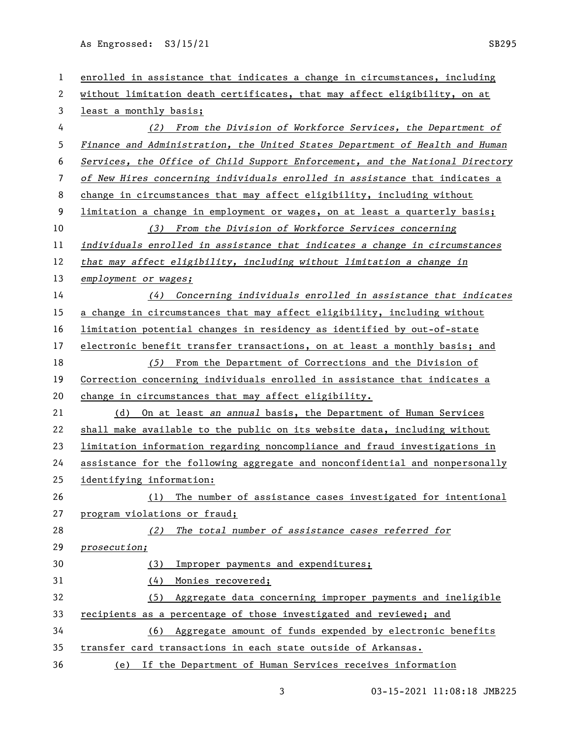enrolled in assistance that indicates a change in circumstances, including without limitation death certificates, that may affect eligibility, on at least a monthly basis;

(2) *From the Division of Workforce Services, the Department of Finance and Administration, the United States Department of Health and Human Services, the Office of Child Support Enforcement, and the National Directory of New Hires concerning individuals enrolled in assistance* that indicates a change in circumstances that may affect eligibility, including without limitation a change in employment or wages, on at least a quarterly basis;

(3) *From the Division of Workforce Services concerning individuals enrolled in assistance that indicates a change in circumstances that may affect eligibility, including without limitation a change in employment or wages;*

(4) *Concerning individuals enrolled in assistance that indicates* a change in circumstances that may affect eligibility, including without limitation potential changes in residency as identified by out-of-state electronic benefit transfer transactions, on at least a monthly basis; and

*(5)* From the Department of Corrections and the Division of Correction concerning individuals enrolled in assistance that indicates a change in circumstances that may affect eligibility.

(d) On at least *an annual* basis, the Department of Human Services shall make available to the public on its website data, including without limitation information regarding noncompliance and fraud investigations in assistance for the following aggregate and nonconfidential and nonpersonally identifying information:

(1) The number of assistance cases investigated for intentional program violations or fraud;

*(2) The total number of assistance cases referred for prosecution;*

(3) Improper payments and expenditures;

(4) Monies recovered;

(5) Aggregate data concerning improper payments and ineligible recipients as a percentage of those investigated and reviewed; and

(6) Aggregate amount of funds expended by electronic benefits transfer card transactions in each state outside of Arkansas.

(e) If the Department of Human Services receives information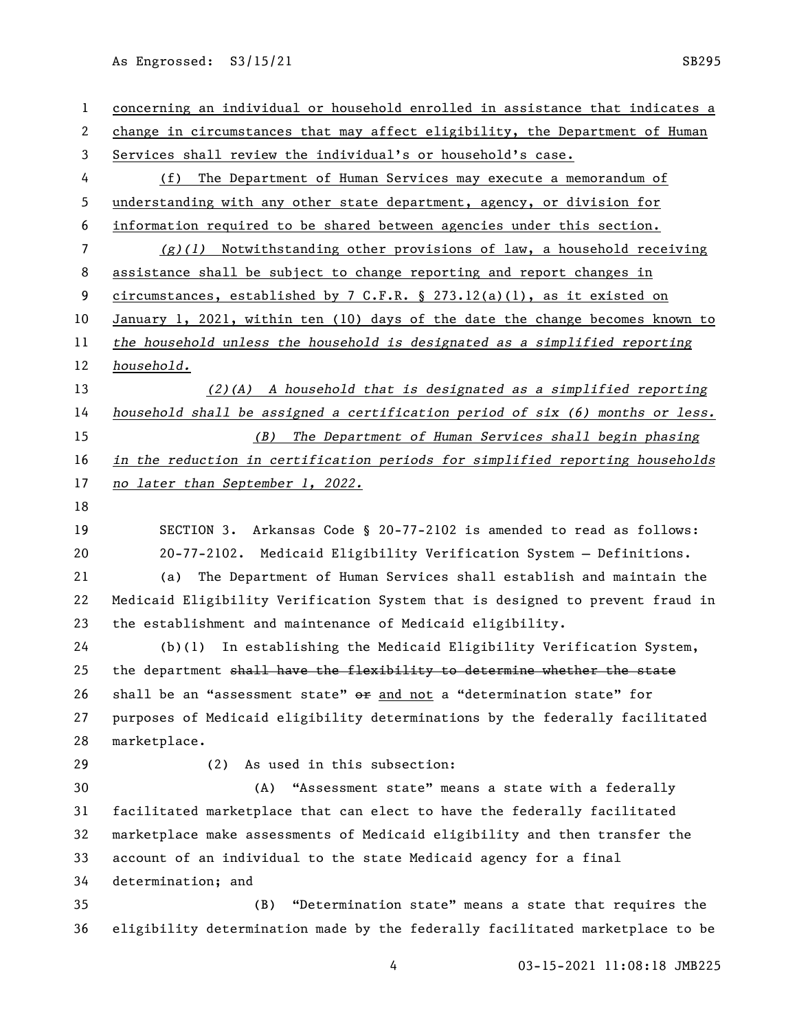concerning an individual or household enrolled in assistance that indicates a change in circumstances that may affect eligibility, the Department of Human Services shall review the individual's or household's case.

(f) The Department of Human Services may execute a memorandum of understanding with any other state department, agency, or division for information required to be shared between agencies under this section.

*(g)(1)* Notwithstanding other provisions of law, a household receiving assistance shall be subject to change reporting and report changes in circumstances, established by 7 C.F.R. § 273.12(a)(1), as it existed on January 1, 2021, within ten (10) days of the date the change becomes known to *the household unless the household is designated as a simplified reporting household.*

*(2)(A) A household that is designated as a simplified reporting household shall be assigned a certification period of six (6) months or less.*

*(B) The Department of Human Services shall begin phasing in the reduction in certification periods for simplified reporting households no later than September 1, 2022.*

SECTION 3. Arkansas Code § 20-77-2102 is amended to read as follows:

20-77-2102. Medicaid Eligibility Verification System — Definitions.

(a) The Department of Human Services shall establish and maintain the Medicaid Eligibility Verification System that is designed to prevent fraud in the establishment and maintenance of Medicaid eligibility.

(b)(1) In establishing the Medicaid Eligibility Verification System, the department ~~shall have the flexibility to determine whether the state~~ shall be an "assessment state" ~~or~~ and not a "determination state" for purposes of Medicaid eligibility determinations by the federally facilitated marketplace.

(2) As used in this subsection:

(A) "Assessment state" means a state with a federally facilitated marketplace that can elect to have the federally facilitated marketplace make assessments of Medicaid eligibility and then transfer the account of an individual to the state Medicaid agency for a final determination; and

(B) "Determination state" means a state that requires the eligibility determination made by the federally facilitated marketplace to be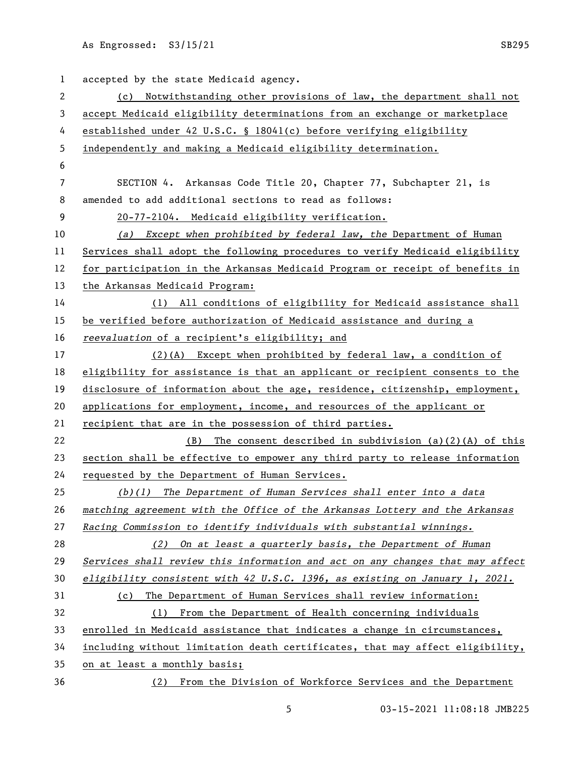accepted by the state Medicaid agency.

(c) Notwithstanding other provisions of law, the department shall not accept Medicaid eligibility determinations from an exchange or marketplace established under 42 U.S.C. § 18041(c) before verifying eligibility independently and making a Medicaid eligibility determination.

SECTION 4. Arkansas Code Title 20, Chapter 77, Subchapter 21, is amended to add additional sections to read as follows:

20-77-2104. Medicaid eligibility verification.

*(a) Except when prohibited by federal law, the* Department of Human Services shall adopt the following procedures to verify Medicaid eligibility for participation in the Arkansas Medicaid Program or receipt of benefits in the Arkansas Medicaid Program:

(1) All conditions of eligibility for Medicaid assistance shall be verified before authorization of Medicaid assistance and during a *reevaluation* of a recipient's eligibility; and

(2)(A) Except when prohibited by federal law, a condition of eligibility for assistance is that an applicant or recipient consents to the disclosure of information about the age, residence, citizenship, employment, applications for employment, income, and resources of the applicant or recipient that are in the possession of third parties.

(B) The consent described in subdivision (a)(2)(A) of this section shall be effective to empower any third party to release information requested by the Department of Human Services.

*(b)(1) The Department of Human Services shall enter into a data matching agreement with the Office of the Arkansas Lottery and the Arkansas Racing Commission to identify individuals with substantial winnings.*

*(2) On at least a quarterly basis, the Department of Human Services shall review this information and act on any changes that may affect eligibility consistent with 42 U.S.C. 1396, as existing on January 1, 2021.*

(c) The Department of Human Services shall review information:

(1) From the Department of Health concerning individuals enrolled in Medicaid assistance that indicates a change in circumstances, including without limitation death certificates, that may affect eligibility, on at least a monthly basis;

(2) From the Division of Workforce Services and the Department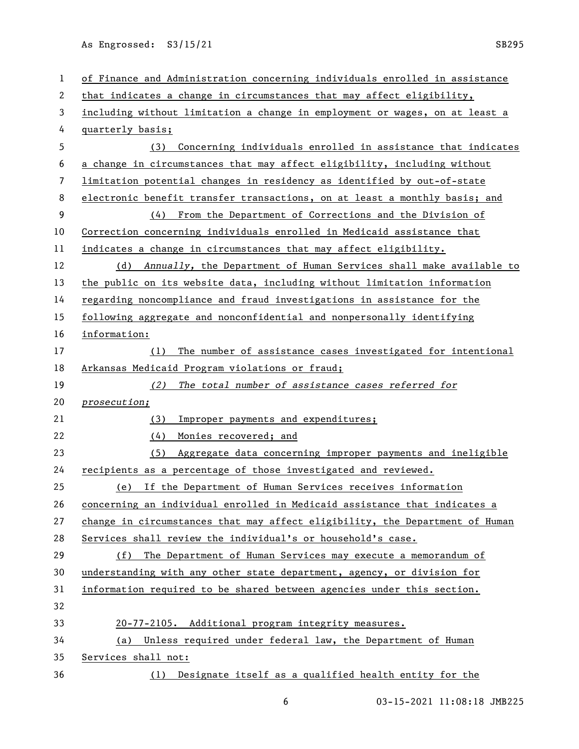of Finance and Administration concerning individuals enrolled in assistance that indicates a change in circumstances that may affect eligibility, including without limitation a change in employment or wages, on at least a quarterly basis;

(3) Concerning individuals enrolled in assistance that indicates a change in circumstances that may affect eligibility, including without limitation potential changes in residency as identified by out-of-state electronic benefit transfer transactions, on at least a monthly basis; and

(4) From the Department of Corrections and the Division of Correction concerning individuals enrolled in Medicaid assistance that indicates a change in circumstances that may affect eligibility.

(d) *Annually*, the Department of Human Services shall make available to the public on its website data, including without limitation information regarding noncompliance and fraud investigations in assistance for the following aggregate and nonconfidential and nonpersonally identifying information:

(1) The number of assistance cases investigated for intentional Arkansas Medicaid Program violations or fraud;

*(2) The total number of assistance cases referred for prosecution;*

(3) Improper payments and expenditures;

(4) Monies recovered; and

(5) Aggregate data concerning improper payments and ineligible recipients as a percentage of those investigated and reviewed.

(e) If the Department of Human Services receives information concerning an individual enrolled in Medicaid assistance that indicates a change in circumstances that may affect eligibility, the Department of Human Services shall review the individual's or household's case.

(f) The Department of Human Services may execute a memorandum of understanding with any other state department, agency, or division for information required to be shared between agencies under this section.

20-77-2105. Additional program integrity measures.

(a) Unless required under federal law, the Department of Human Services shall not:

(1) Designate itself as a qualified health entity for the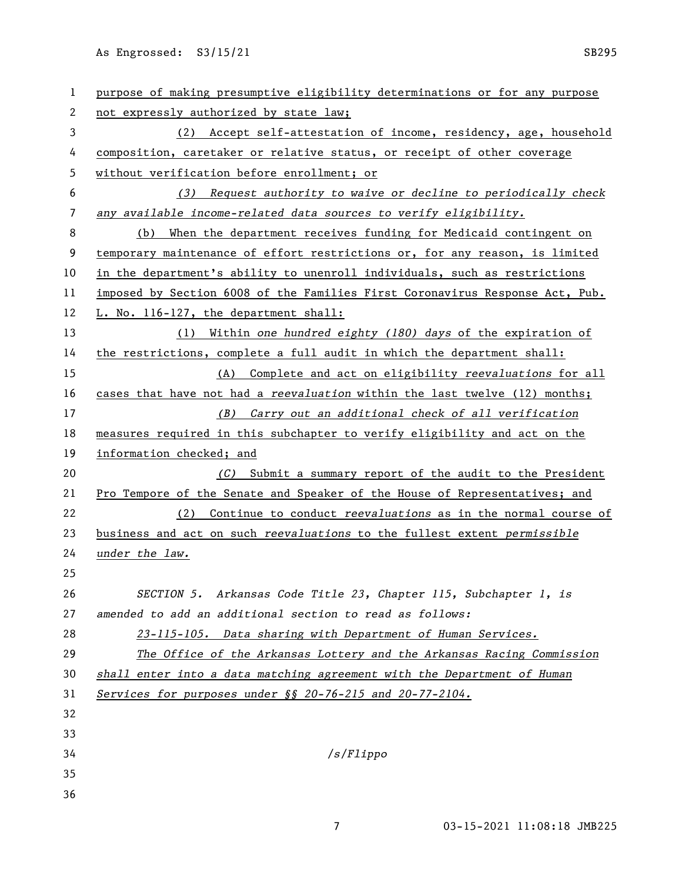purpose of making presumptive eligibility determinations or for any purpose not expressly authorized by state law;

(2) Accept self-attestation of income, residency, age, household composition, caretaker or relative status, or receipt of other coverage without verification before enrollment; or

*(3) Request authority to waive or decline to periodically check any available income-related data sources to verify eligibility.*

(b) When the department receives funding for Medicaid contingent on temporary maintenance of effort restrictions or, for any reason, is limited in the department's ability to unenroll individuals, such as restrictions imposed by Section 6008 of the Families First Coronavirus Response Act, Pub. L. No. 116-127, the department shall:

(1) Within *one hundred eighty (180) days* of the expiration of the restrictions, complete a full audit in which the department shall:

(A) Complete and act on eligibility *reevaluations* for all cases that have not had a *reevaluation* within the last twelve (12) months;

*(B) Carry out an additional check of all verification measures required in this subchapter to verify eligibility and act on the information checked;* and

*(C)* Submit a summary report of the audit to the President Pro Tempore of the Senate and Speaker of the House of Representatives; and

(2) Continue to conduct *reevaluations* as in the normal course of business and act on such *reevaluations* to the fullest extent *permissible under the law.*

*SECTION 5. Arkansas Code Title 23, Chapter 115, Subchapter 1, is amended to add an additional section to read as follows:*

*23-115-105. Data sharing with Department of Human Services.*

*The Office of the Arkansas Lottery and the Arkansas Racing Commission shall enter into a data matching agreement with the Department of Human Services for purposes under §§ 20-76-215 and 20-77-2104.*

*/s/Flippo*